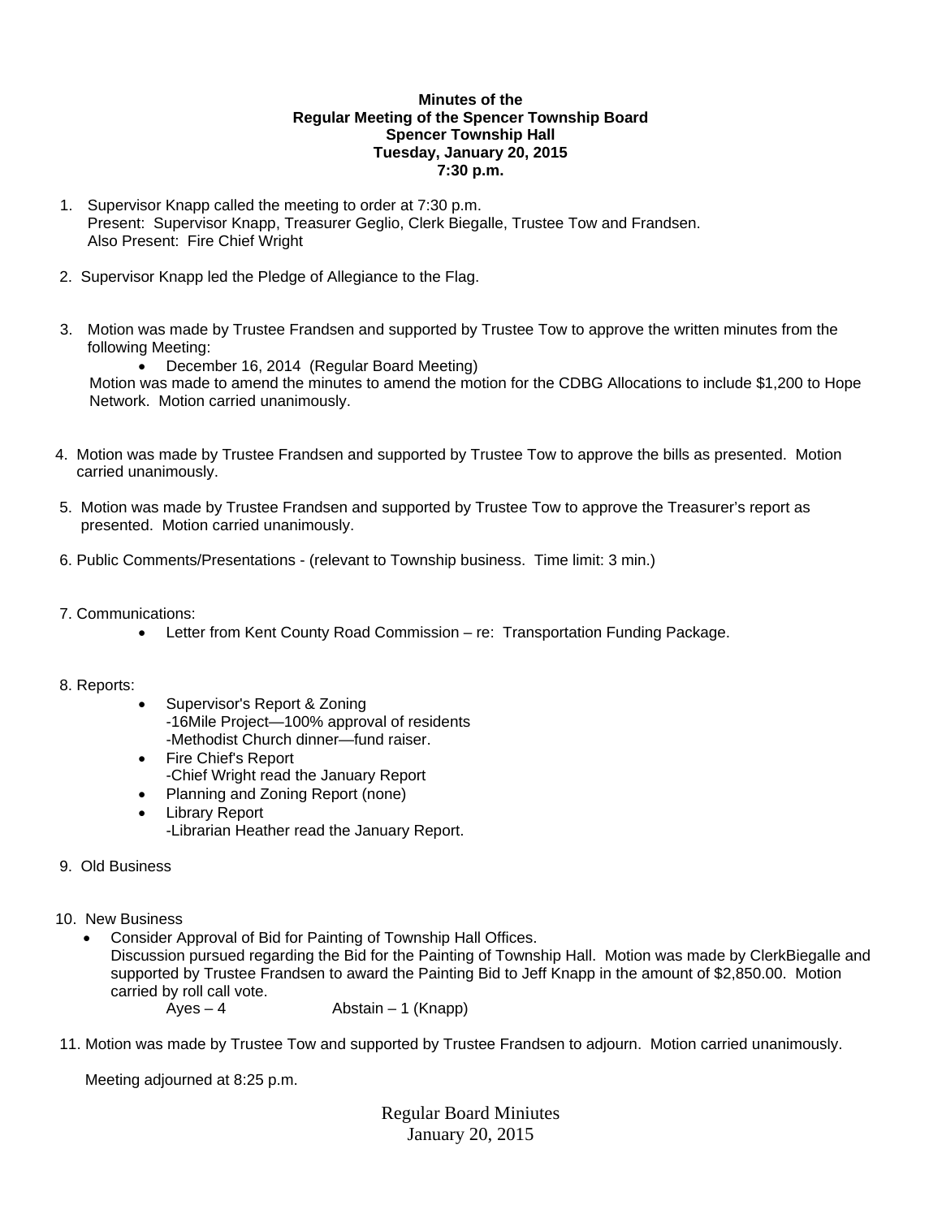**Minutes of the**
**Regular Meeting of the Spencer Township Board**
**Spencer Township Hall**
**Tuesday, January 20, 2015**
**7:30 p.m.**

1. Supervisor Knapp called the meeting to order at 7:30 p.m.
   Present: Supervisor Knapp, Treasurer Geglio, Clerk Biegalle, Trustee Tow and Frandsen.
   Also Present: Fire Chief Wright

2. Supervisor Knapp led the Pledge of Allegiance to the Flag.

3. Motion was made by Trustee Frandsen and supported by Trustee Tow to approve the written minutes from the following Meeting:
   - December 16, 2014 (Regular Board Meeting)

   Motion was made to amend the minutes to amend the motion for the CDBG Allocations to include $1,200 to Hope Network. Motion carried unanimously.

4. Motion was made by Trustee Frandsen and supported by Trustee Tow to approve the bills as presented. Motion carried unanimously.

5. Motion was made by Trustee Frandsen and supported by Trustee Tow to approve the Treasurer's report as presented. Motion carried unanimously.

6. Public Comments/Presentations - (relevant to Township business. Time limit: 3 min.)

7. Communications:
   - Letter from Kent County Road Commission – re: Transportation Funding Package.

8. Reports:
   - Supervisor's Report & Zoning
     -16Mile Project—100% approval of residents
     -Methodist Church dinner—fund raiser.
   - Fire Chief's Report
     -Chief Wright read the January Report
   - Planning and Zoning Report (none)
   - Library Report
     -Librarian Heather read the January Report.

9. Old Business

10. New Business
    - Consider Approval of Bid for Painting of Township Hall Offices.
      Discussion pursued regarding the Bid for the Painting of Township Hall. Motion was made by ClerkBiegalle and supported by Trustee Frandsen to award the Painting Bid to Jeff Knapp in the amount of $2,850.00. Motion carried by roll call vote.
      Ayes – 4 Abstain – 1 (Knapp)

11. Motion was made by Trustee Tow and supported by Trustee Frandsen to adjourn. Motion carried unanimously.

Meeting adjourned at 8:25 p.m.